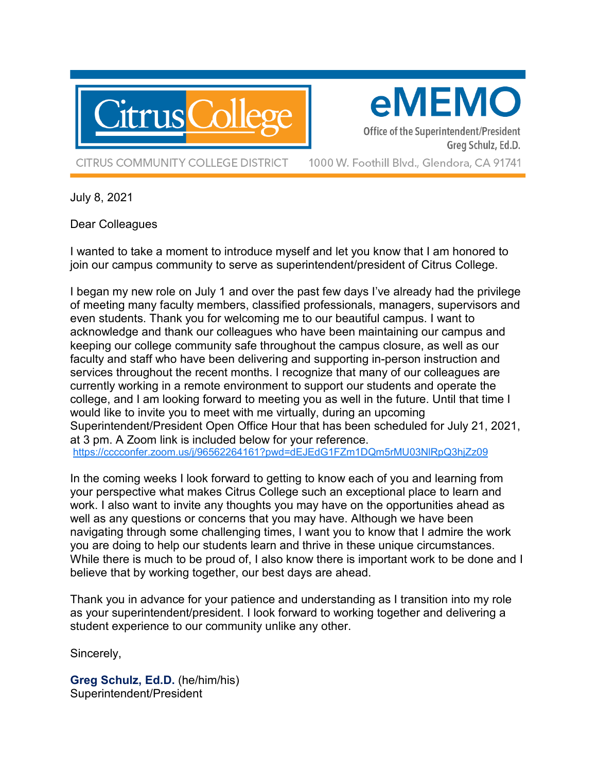# Citrus College

# eMEMO

Office of the Superintendent/President
Greg Schulz, Ed.D.

CITRUS COMMUNITY COLLEGE DISTRICT 1000 W. Foothill Blvd., Glendora, CA 91741

July 8, 2021

Dear Colleagues

I wanted to take a moment to introduce myself and let you know that I am honored to join our campus community to serve as superintendent/president of Citrus College.

I began my new role on July 1 and over the past few days I've already had the privilege of meeting many faculty members, classified professionals, managers, supervisors and even students. Thank you for welcoming me to our beautiful campus. I want to acknowledge and thank our colleagues who have been maintaining our campus and keeping our college community safe throughout the campus closure, as well as our faculty and staff who have been delivering and supporting in-person instruction and services throughout the recent months. I recognize that many of our colleagues are currently working in a remote environment to support our students and operate the college, and I am looking forward to meeting you as well in the future. Until that time I would like to invite you to meet with me virtually, during an upcoming Superintendent/President Open Office Hour that has been scheduled for July 21, 2021, at 3 pm. A Zoom link is included below for your reference.
https://cccconfer.zoom.us/j/96562264161?pwd=dEJEdG1FZm1DQm5rMU03NlRpQ3hjZz09

In the coming weeks I look forward to getting to know each of you and learning from your perspective what makes Citrus College such an exceptional place to learn and work. I also want to invite any thoughts you may have on the opportunities ahead as well as any questions or concerns that you may have. Although we have been navigating through some challenging times, I want you to know that I admire the work you are doing to help our students learn and thrive in these unique circumstances. While there is much to be proud of, I also know there is important work to be done and I believe that by working together, our best days are ahead.

Thank you in advance for your patience and understanding as I transition into my role as your superintendent/president. I look forward to working together and delivering a student experience to our community unlike any other.

Sincerely,

**Greg Schulz, Ed.D.** (he/him/his)
Superintendent/President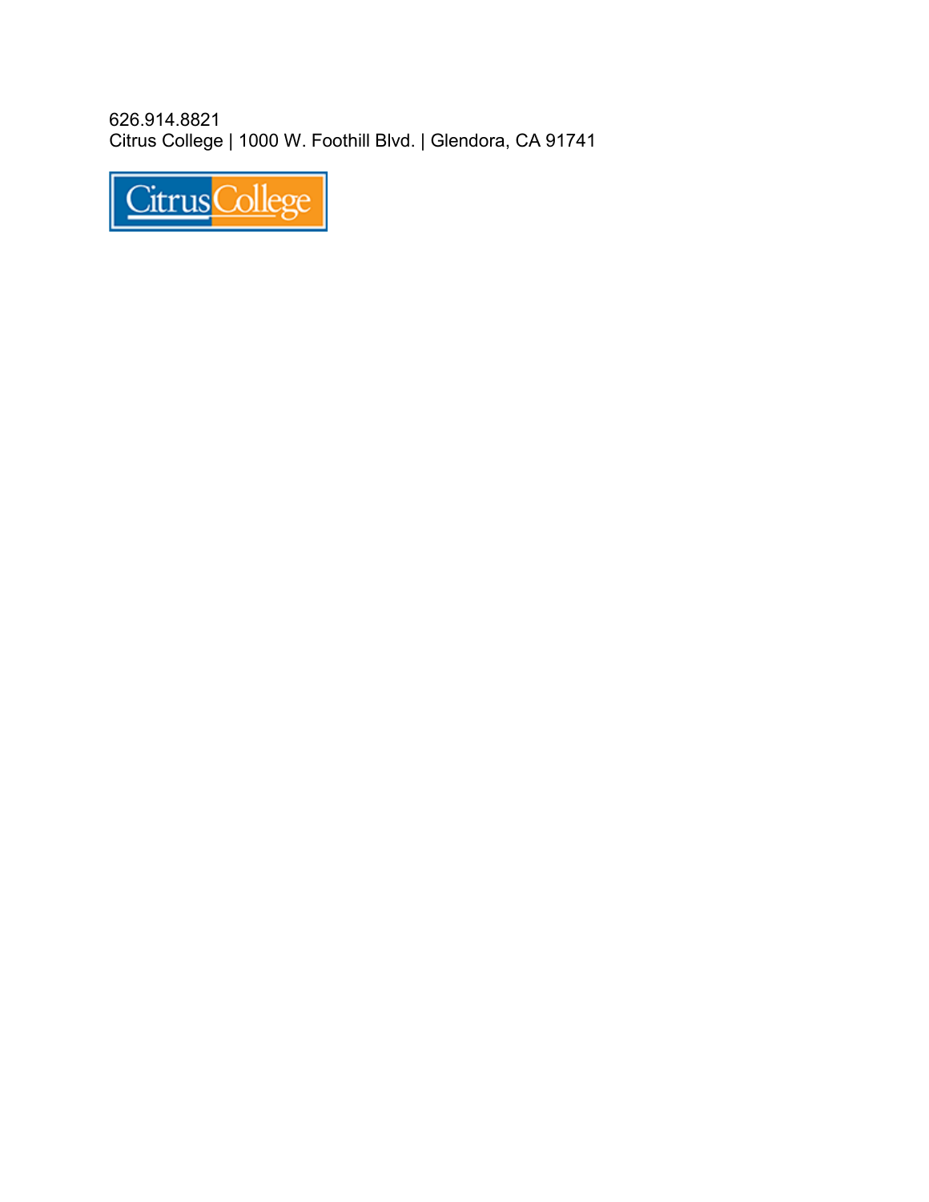626.914.8821
Citrus College | 1000 W. Foothill Blvd. | Glendora, CA 91741